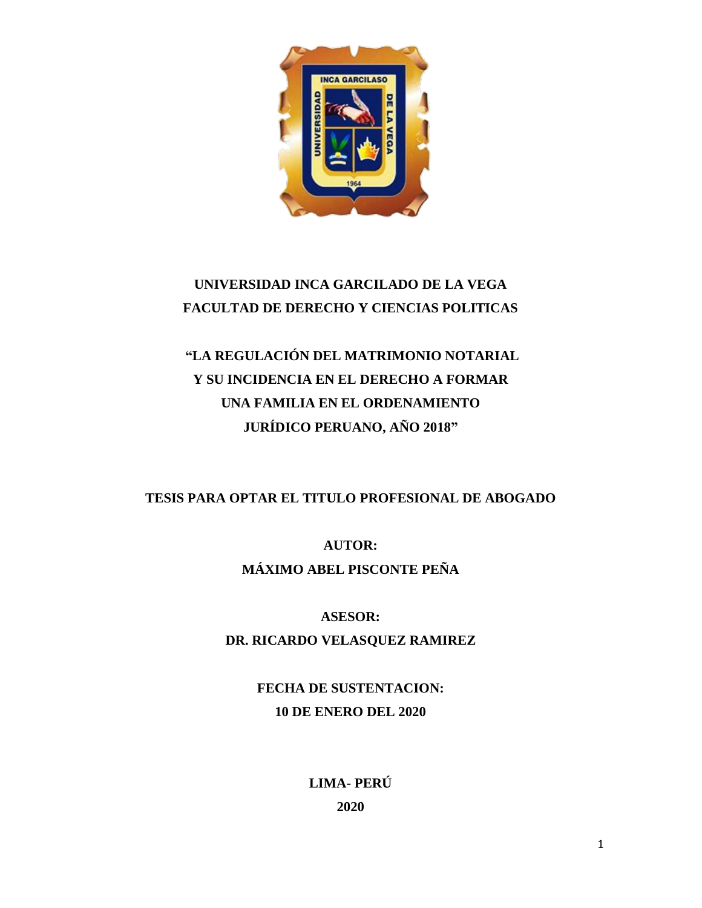**UNIVERSIDAD INCA GARCILADO DE LA VEGA**
**FACULTAD DE DERECHO Y CIENCIAS POLITICAS**

# "LA REGULACIÓN DEL MATRIMONIO NOTARIAL Y SU INCIDENCIA EN EL DERECHO A FORMAR UNA FAMILIA EN EL ORDENAMIENTO JURÍDICO PERUANO, AÑO 2018"

**TESIS PARA OPTAR EL TITULO PROFESIONAL DE ABOGADO**

**AUTOR:**
**MÁXIMO ABEL PISCONTE PEÑA**

**ASESOR:**
**DR. RICARDO VELASQUEZ RAMIREZ**

**FECHA DE SUSTENTACION:**
**10 DE ENERO DEL 2020**

**LIMA- PERÚ**
**2020**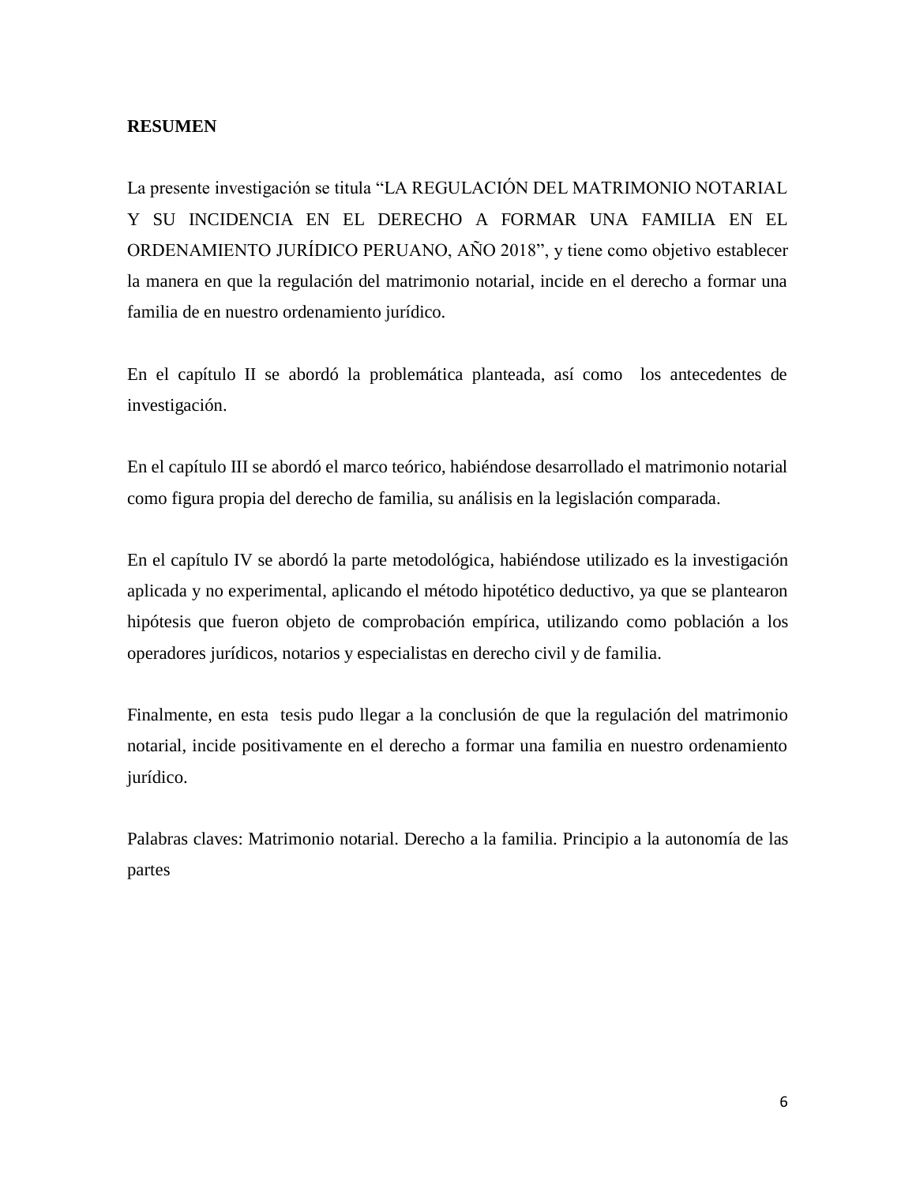**RESUMEN**

La presente investigación se titula "LA REGULACIÓN DEL MATRIMONIO NOTARIAL Y SU INCIDENCIA EN EL DERECHO A FORMAR UNA FAMILIA EN EL ORDENAMIENTO JURÍDICO PERUANO, AÑO 2018", y tiene como objetivo establecer la manera en que la regulación del matrimonio notarial, incide en el derecho a formar una familia de en nuestro ordenamiento jurídico.

En el capítulo II se abordó la problemática planteada, así como los antecedentes de investigación.

En el capítulo III se abordó el marco teórico, habiéndose desarrollado el matrimonio notarial como figura propia del derecho de familia, su análisis en la legislación comparada.

En el capítulo IV se abordó la parte metodológica, habiéndose utilizado es la investigación aplicada y no experimental, aplicando el método hipotético deductivo, ya que se plantearon hipótesis que fueron objeto de comprobación empírica, utilizando como población a los operadores jurídicos, notarios y especialistas en derecho civil y de familia.

Finalmente, en esta tesis pudo llegar a la conclusión de que la regulación del matrimonio notarial, incide positivamente en el derecho a formar una familia en nuestro ordenamiento jurídico.

Palabras claves: Matrimonio notarial. Derecho a la familia. Principio a la autonomía de las partes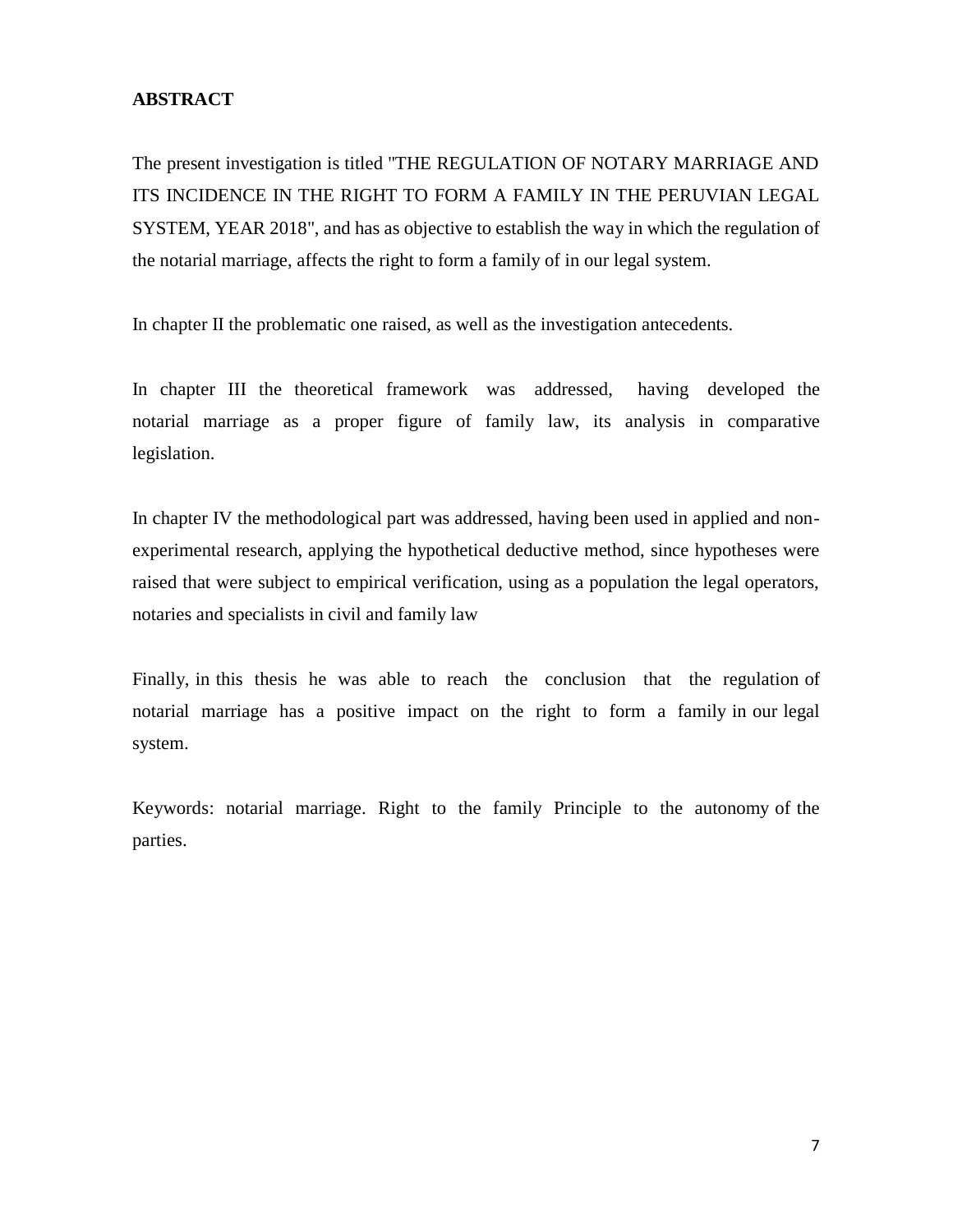## ABSTRACT

The present investigation is titled "THE REGULATION OF NOTARY MARRIAGE AND ITS INCIDENCE IN THE RIGHT TO FORM A FAMILY IN THE PERUVIAN LEGAL SYSTEM, YEAR 2018", and has as objective to establish the way in which the regulation of the notarial marriage, affects the right to form a family of in our legal system.

In chapter II the problematic one raised, as well as the investigation antecedents.

In chapter III the theoretical framework was addressed, having developed the notarial marriage as a proper figure of family law, its analysis in comparative legislation.

In chapter IV the methodological part was addressed, having been used in applied and non-experimental research, applying the hypothetical deductive method, since hypotheses were raised that were subject to empirical verification, using as a population the legal operators, notaries and specialists in civil and family law

Finally, in this thesis he was able to reach the conclusion that the regulation of notarial marriage has a positive impact on the right to form a family in our legal system.

Keywords: notarial marriage. Right to the family Principle to the autonomy of the parties.